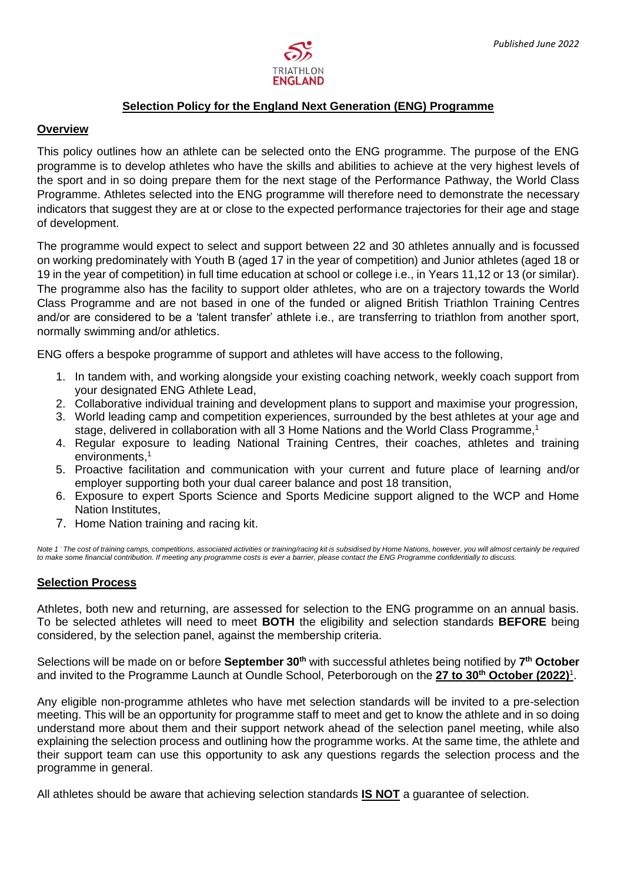*Published June 2022*

TRIATHLON ENGLAND

# Selection Policy for the England Next Generation (ENG) Programme

## Overview

This policy outlines how an athlete can be selected onto the ENG programme. The purpose of the ENG programme is to develop athletes who have the skills and abilities to achieve at the very highest levels of the sport and in so doing prepare them for the next stage of the Performance Pathway, the World Class Programme. Athletes selected into the ENG programme will therefore need to demonstrate the necessary indicators that suggest they are at or close to the expected performance trajectories for their age and stage of development.

The programme would expect to select and support between 22 and 30 athletes annually and is focussed on working predominately with Youth B (aged 17 in the year of competition) and Junior athletes (aged 18 or 19 in the year of competition) in full time education at school or college i.e., in Years 11,12 or 13 (or similar). The programme also has the facility to support older athletes, who are on a trajectory towards the World Class Programme and are not based in one of the funded or aligned British Triathlon Training Centres and/or are considered to be a 'talent transfer' athlete i.e., are transferring to triathlon from another sport, normally swimming and/or athletics.

ENG offers a bespoke programme of support and athletes will have access to the following,

1. In tandem with, and working alongside your existing coaching network, weekly coach support from your designated ENG Athlete Lead,
2. Collaborative individual training and development plans to support and maximise your progression,
3. World leading camp and competition experiences, surrounded by the best athletes at your age and stage, delivered in collaboration with all 3 Home Nations and the World Class Programme,[1]
4. Regular exposure to leading National Training Centres, their coaches, athletes and training environments,[1]
5. Proactive facilitation and communication with your current and future place of learning and/or employer supporting both your dual career balance and post 18 transition,
6. Exposure to expert Sports Science and Sports Medicine support aligned to the WCP and Home Nation Institutes,
7. Home Nation training and racing kit.

*Note 1 - The cost of training camps, competitions, associated activities or training/racing kit is subsidised by Home Nations, however, you will almost certainly be required to make some financial contribution. If meeting any programme costs is ever a barrier, please contact the ENG Programme confidentially to discuss.*

## Selection Process

Athletes, both new and returning, are assessed for selection to the ENG programme on an annual basis. To be selected athletes will need to meet **BOTH** the eligibility and selection standards **BEFORE** being considered, by the selection panel, against the membership criteria.

Selections will be made on or before **September 30th** with successful athletes being notified by **7th October** and invited to the Programme Launch at Oundle School, Peterborough on the **27 to 30th October (2022)**[1].

Any eligible non-programme athletes who have met selection standards will be invited to a pre-selection meeting. This will be an opportunity for programme staff to meet and get to know the athlete and in so doing understand more about them and their support network ahead of the selection panel meeting, while also explaining the selection process and outlining how the programme works. At the same time, the athlete and their support team can use this opportunity to ask any questions regards the selection process and the programme in general.

All athletes should be aware that achieving selection standards **IS NOT** a guarantee of selection.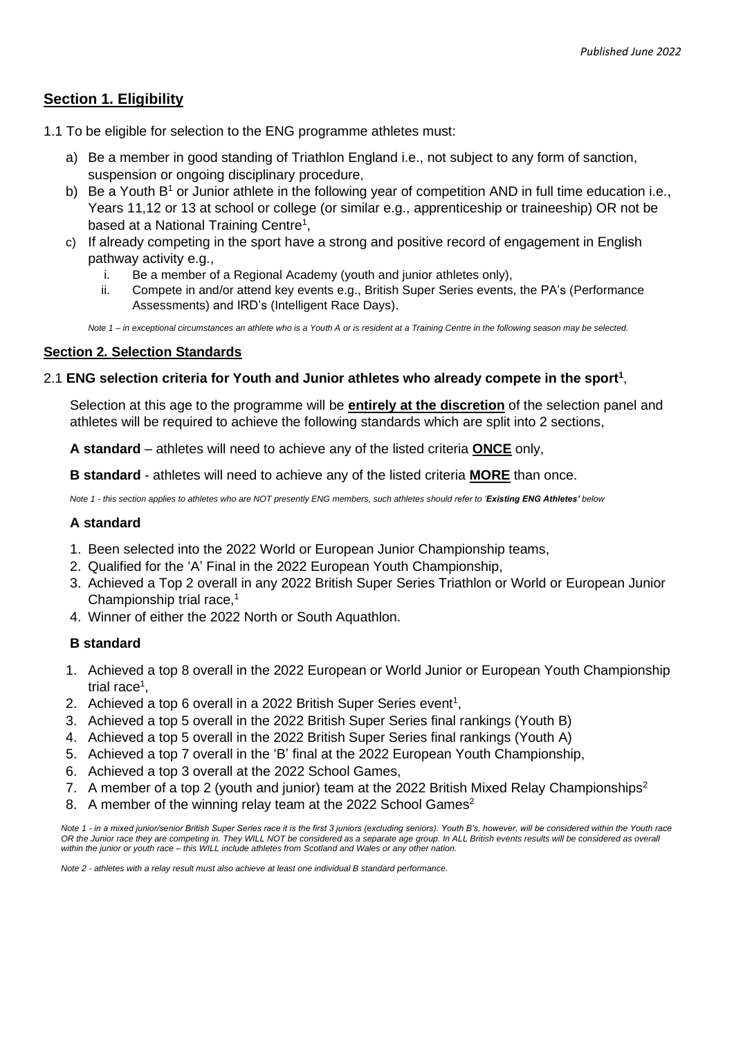## **Section 1. Eligibility**

1.1 To be eligible for selection to the ENG programme athletes must:

a) Be a member in good standing of Triathlon England i.e., not subject to any form of sanction, suspension or ongoing disciplinary procedure,

b) Be a Youth B[1] or Junior athlete in the following year of competition AND in full time education i.e., Years 11,12 or 13 at school or college (or similar e.g., apprenticeship or traineeship) OR not be based at a National Training Centre[1],

c) If already competing in the sport have a strong and positive record of engagement in English pathway activity e.g.,

   i. Be a member of a Regional Academy (youth and junior athletes only),

   ii. Compete in and/or attend key events e.g., British Super Series events, the PA's (Performance Assessments) and IRD's (Intelligent Race Days).

*Note 1 – in exceptional circumstances an athlete who is a Youth A or is resident at a Training Centre in the following season may be selected.*

### **Section 2. Selection Standards**

#### 2.1 **ENG selection criteria for Youth and Junior athletes who already compete in the sport[1]**,

Selection at this age to the programme will be **entirely at the discretion** of the selection panel and athletes will be required to achieve the following standards which are split into 2 sections,

**A standard** – athletes will need to achieve any of the listed criteria **ONCE** only,

**B standard** - athletes will need to achieve any of the listed criteria **MORE** than once.

*Note 1 - this section applies to athletes who are NOT presently ENG members, such athletes should refer to '**Existing ENG Athletes'** below*

**A standard**

1. Been selected into the 2022 World or European Junior Championship teams,
2. Qualified for the 'A' Final in the 2022 European Youth Championship,
3. Achieved a Top 2 overall in any 2022 British Super Series Triathlon or World or European Junior Championship trial race,[1]
4. Winner of either the 2022 North or South Aquathlon.

**B standard**

1. Achieved a top 8 overall in the 2022 European or World Junior or European Youth Championship trial race[1],
2. Achieved a top 6 overall in a 2022 British Super Series event[1],
3. Achieved a top 5 overall in the 2022 British Super Series final rankings (Youth B)
4. Achieved a top 5 overall in the 2022 British Super Series final rankings (Youth A)
5. Achieved a top 7 overall in the 'B' final at the 2022 European Youth Championship,
6. Achieved a top 3 overall at the 2022 School Games,
7. A member of a top 2 (youth and junior) team at the 2022 British Mixed Relay Championships[2]
8. A member of the winning relay team at the 2022 School Games[2]

*Note 1 - in a mixed junior/senior British Super Series race it is the first 3 juniors (excluding seniors). Youth B's, however, will be considered within the Youth race OR the Junior race they are competing in. They WILL NOT be considered as a separate age group. In ALL British events results will be considered as overall within the junior or youth race – this WILL include athletes from Scotland and Wales or any other nation.*

*Note 2 - athletes with a relay result must also achieve at least one individual B standard performance.*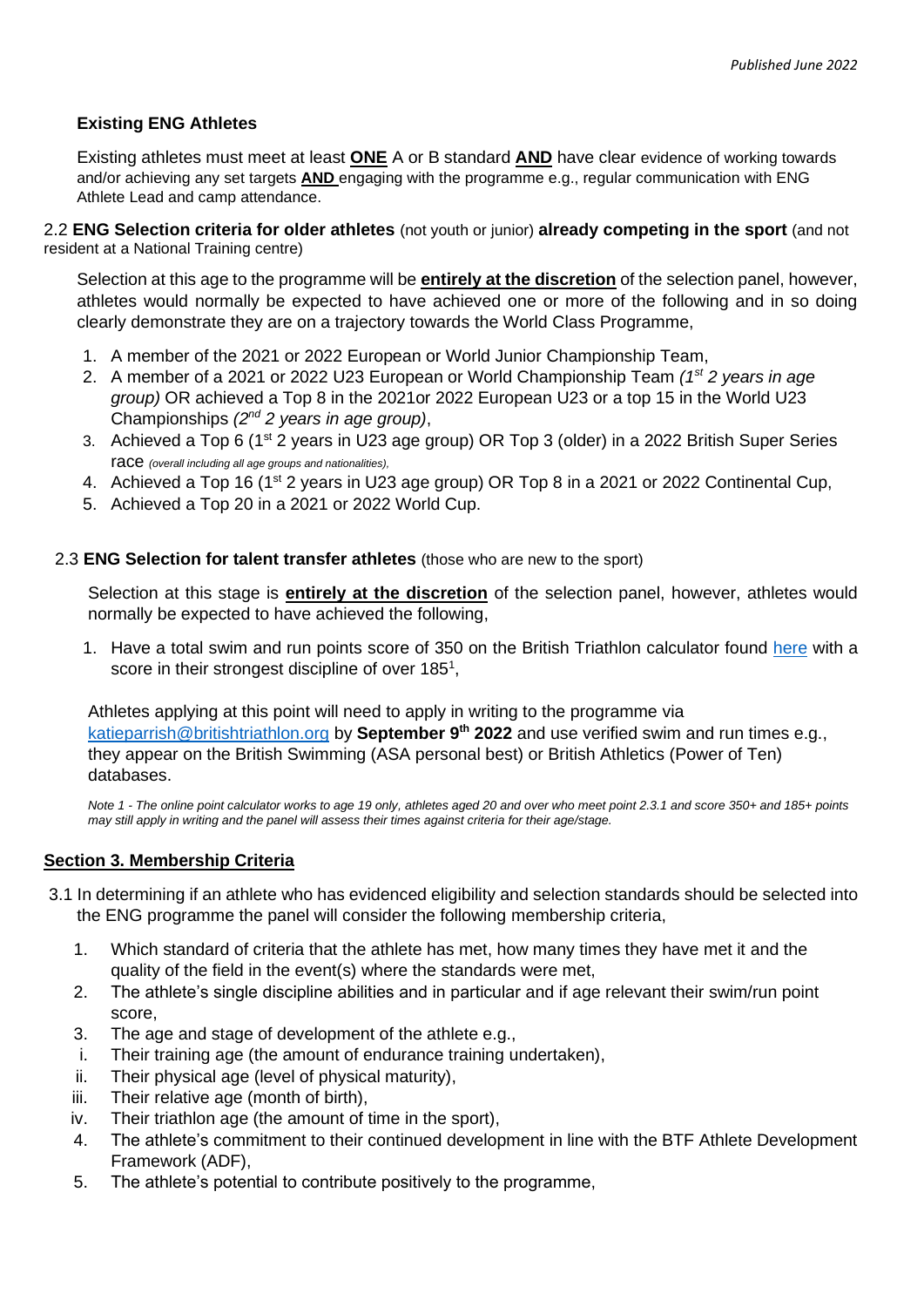*Published June 2022*

**Existing ENG Athletes**

Existing athletes must meet at least **ONE** A or B standard **AND** have clear evidence of working towards and/or achieving any set targets **AND** engaging with the programme e.g., regular communication with ENG Athlete Lead and camp attendance.

2.2 **ENG Selection criteria for older athletes** (not youth or junior) **already competing in the sport** (and not resident at a National Training centre)

Selection at this age to the programme will be **entirely at the discretion** of the selection panel, however, athletes would normally be expected to have achieved one or more of the following and in so doing clearly demonstrate they are on a trajectory towards the World Class Programme,

1. A member of the 2021 or 2022 European or World Junior Championship Team,
2. A member of a 2021 or 2022 U23 European or World Championship Team *(1st 2 years in age group)* OR achieved a Top 8 in the 2021or 2022 European U23 or a top 15 in the World U23 Championships *(2nd 2 years in age group)*,
3. Achieved a Top 6 (1st 2 years in U23 age group) OR Top 3 (older) in a 2022 British Super Series race *(overall including all age groups and nationalities),*
4. Achieved a Top 16 (1st 2 years in U23 age group) OR Top 8 in a 2021 or 2022 Continental Cup,
5. Achieved a Top 20 in a 2021 or 2022 World Cup.

2.3 **ENG Selection for talent transfer athletes** (those who are new to the sport)

Selection at this stage is **entirely at the discretion** of the selection panel, however, athletes would normally be expected to have achieved the following,

1. Have a total swim and run points score of 350 on the British Triathlon calculator found here with a score in their strongest discipline of over 185[1],

Athletes applying at this point will need to apply in writing to the programme via katieparrish@britishtriathlon.org by **September 9th 2022** and use verified swim and run times e.g., they appear on the British Swimming (ASA personal best) or British Athletics (Power of Ten) databases.

*Note 1 - The online point calculator works to age 19 only, athletes aged 20 and over who meet point 2.3.1 and score 350+ and 185+ points may still apply in writing and the panel will assess their times against criteria for their age/stage.*

## Section 3. Membership Criteria

3.1 In determining if an athlete who has evidenced eligibility and selection standards should be selected into the ENG programme the panel will consider the following membership criteria,

1. Which standard of criteria that the athlete has met, how many times they have met it and the quality of the field in the event(s) where the standards were met,
2. The athlete's single discipline abilities and in particular and if age relevant their swim/run point score,
3. The age and stage of development of the athlete e.g.,
   i. Their training age (the amount of endurance training undertaken),
   ii. Their physical age (level of physical maturity),
   iii. Their relative age (month of birth),
   iv. Their triathlon age (the amount of time in the sport),
4. The athlete's commitment to their continued development in line with the BTF Athlete Development Framework (ADF),
5. The athlete's potential to contribute positively to the programme,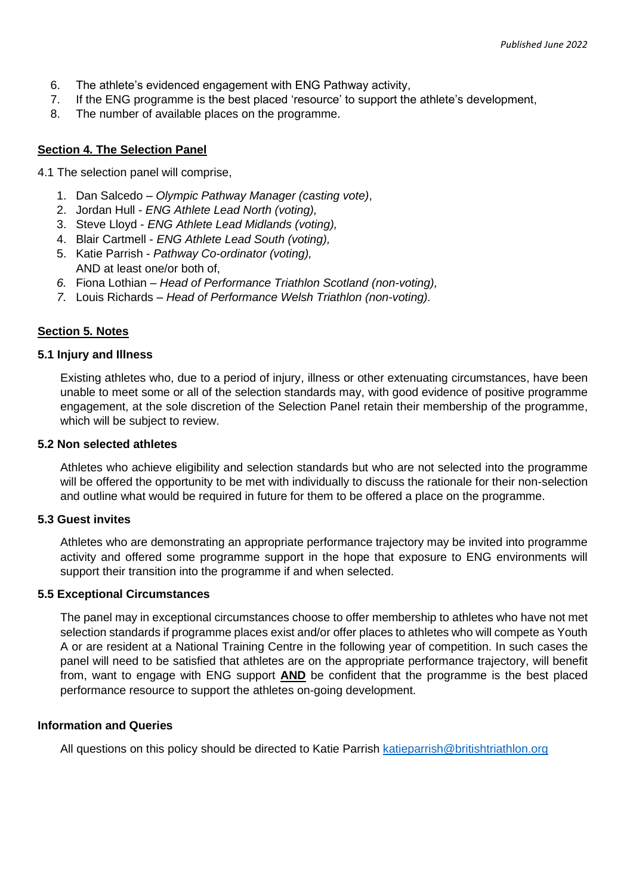6. The athlete's evidenced engagement with ENG Pathway activity,
7. If the ENG programme is the best placed 'resource' to support the athlete's development,
8. The number of available places on the programme.

## **Section 4. The Selection Panel**

4.1 The selection panel will comprise,

1. Dan Salcedo – *Olympic Pathway Manager (casting vote)*,
2. Jordan Hull - *ENG Athlete Lead North (voting),*
3. Steve Lloyd - *ENG Athlete Lead Midlands (voting),*
4. Blair Cartmell - *ENG Athlete Lead South (voting),*
5. Katie Parrish - *Pathway Co-ordinator (voting),*
   AND at least one/or both of,
6. Fiona Lothian – *Head of Performance Triathlon Scotland (non-voting),*
7. Louis Richards – *Head of Performance Welsh Triathlon (non-voting).*

## **Section 5. Notes**

### **5.1 Injury and Illness**

Existing athletes who, due to a period of injury, illness or other extenuating circumstances, have been unable to meet some or all of the selection standards may, with good evidence of positive programme engagement, at the sole discretion of the Selection Panel retain their membership of the programme, which will be subject to review.

### **5.2 Non selected athletes**

Athletes who achieve eligibility and selection standards but who are not selected into the programme will be offered the opportunity to be met with individually to discuss the rationale for their non-selection and outline what would be required in future for them to be offered a place on the programme.

### **5.3 Guest invites**

Athletes who are demonstrating an appropriate performance trajectory may be invited into programme activity and offered some programme support in the hope that exposure to ENG environments will support their transition into the programme if and when selected.

### **5.5 Exceptional Circumstances**

The panel may in exceptional circumstances choose to offer membership to athletes who have not met selection standards if programme places exist and/or offer places to athletes who will compete as Youth A or are resident at a National Training Centre in the following year of competition. In such cases the panel will need to be satisfied that athletes are on the appropriate performance trajectory, will benefit from, want to engage with ENG support **AND** be confident that the programme is the best placed performance resource to support the athletes on-going development.

### **Information and Queries**

All questions on this policy should be directed to Katie Parrish katieparrish@britishtriathlon.org